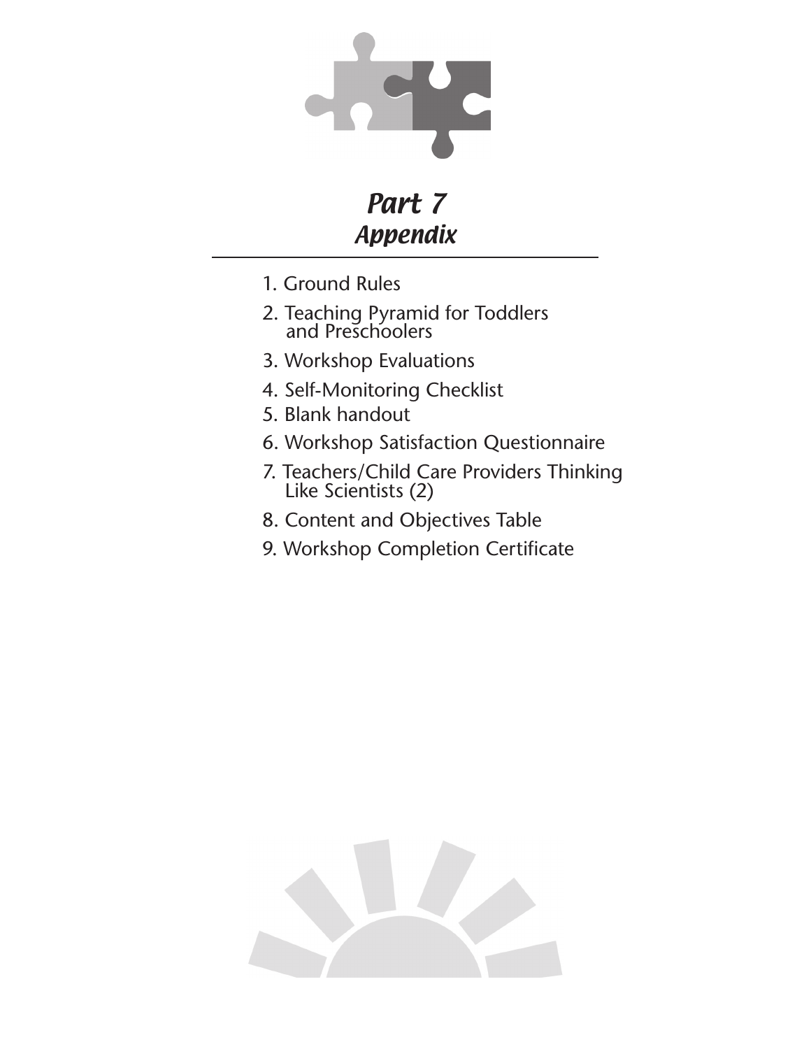# Part 7
## Appendix

1. Ground Rules
2. Teaching Pyramid for Toddlers and Preschoolers
3. Workshop Evaluations
4. Self-Monitoring Checklist
5. Blank handout
6. Workshop Satisfaction Questionnaire
7. Teachers/Child Care Providers Thinking Like Scientists (2)
8. Content and Objectives Table
9. Workshop Completion Certificate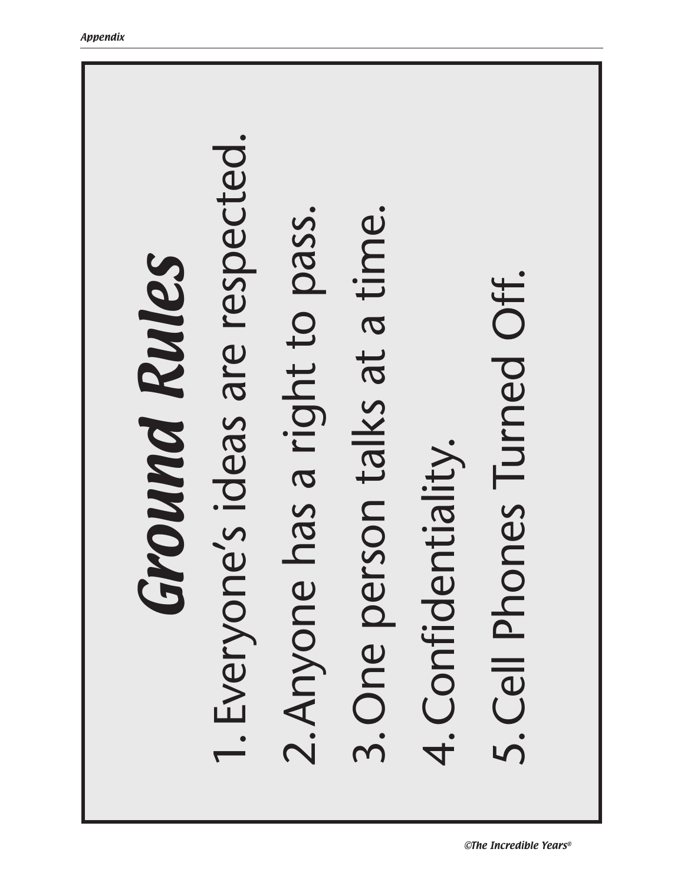# Ground Rules

1. Everyone's ideas are respected.
2. Anyone has a right to pass.
3. One person talks at a time.
4. Confidentiality.
5. Cell Phones Turned Off.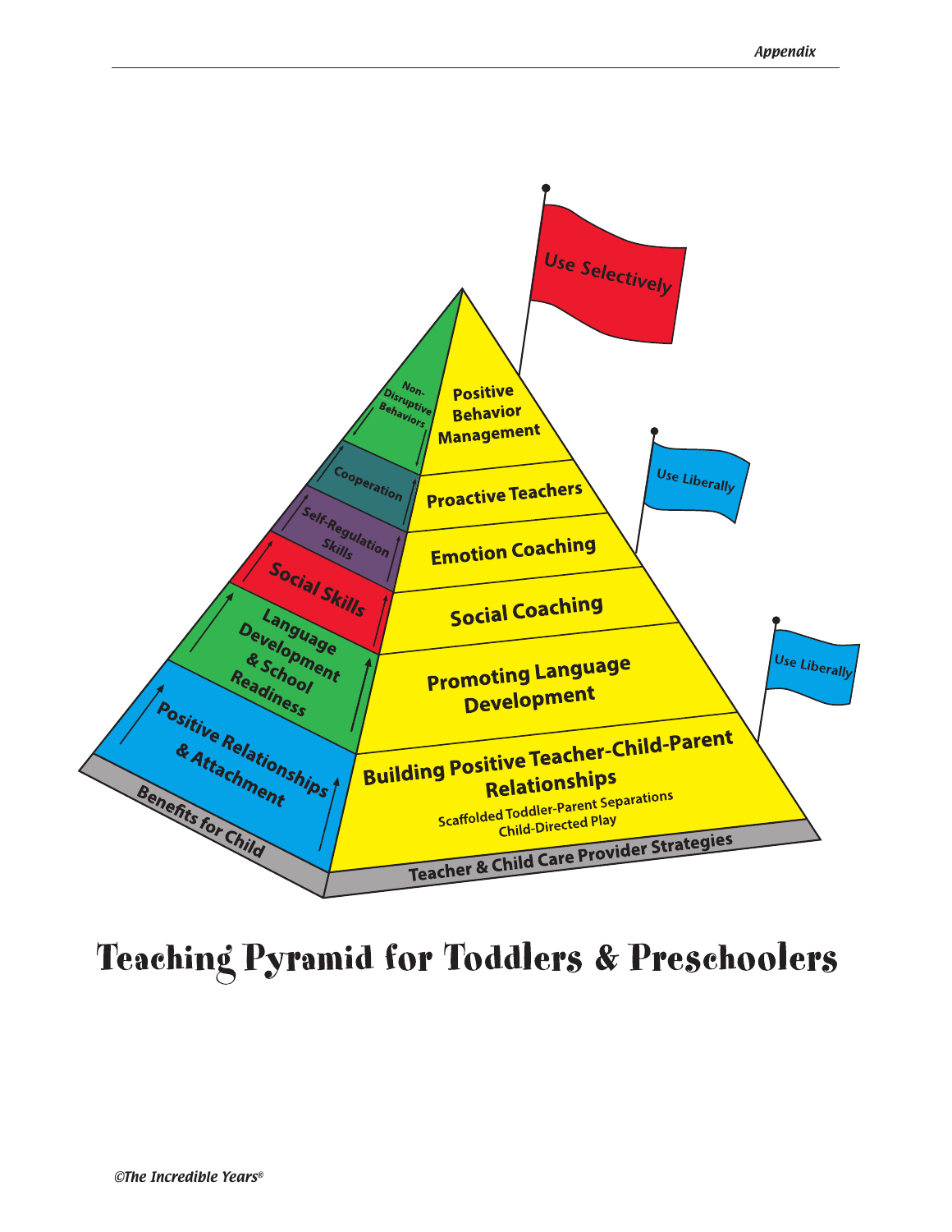Use Selectively

Positive Behavior Management

Use Liberally

Proactive Teachers

Emotion Coaching

Social Coaching

Use Liberally

Promoting Language Development

Building Positive Teacher-Child-Parent Relationships

Scaffolded Toddler-Parent Separations

Child-Directed Play

Teacher & Child Care Provider Strategies

Non-Disruptive Behaviors

Cooperation

Self-Regulation Skills

Social Skills

Language Development & School Readiness

Positive Relationships & Attachment

Benefits for Child

# Teaching Pyramid for Toddlers & Preschoolers

*©The Incredible Years®*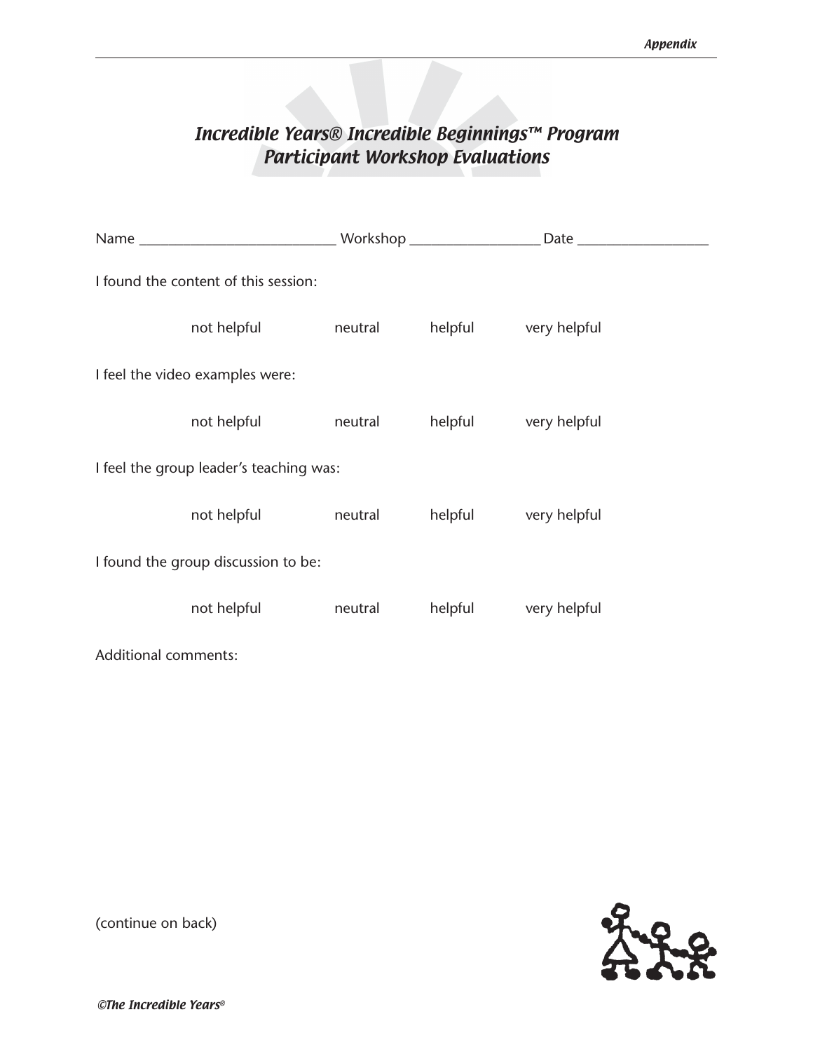# *Incredible Years® Incredible Beginnings™ Program*
# *Participant Workshop Evaluations*

Name ___________________________ Workshop __________________ Date __________________

I found the content of this session:

not helpful    neutral    helpful    very helpful

I feel the video examples were:

not helpful    neutral    helpful    very helpful

I feel the group leader's teaching was:

not helpful    neutral    helpful    very helpful

I found the group discussion to be:

not helpful    neutral    helpful    very helpful

Additional comments:

(continue on back)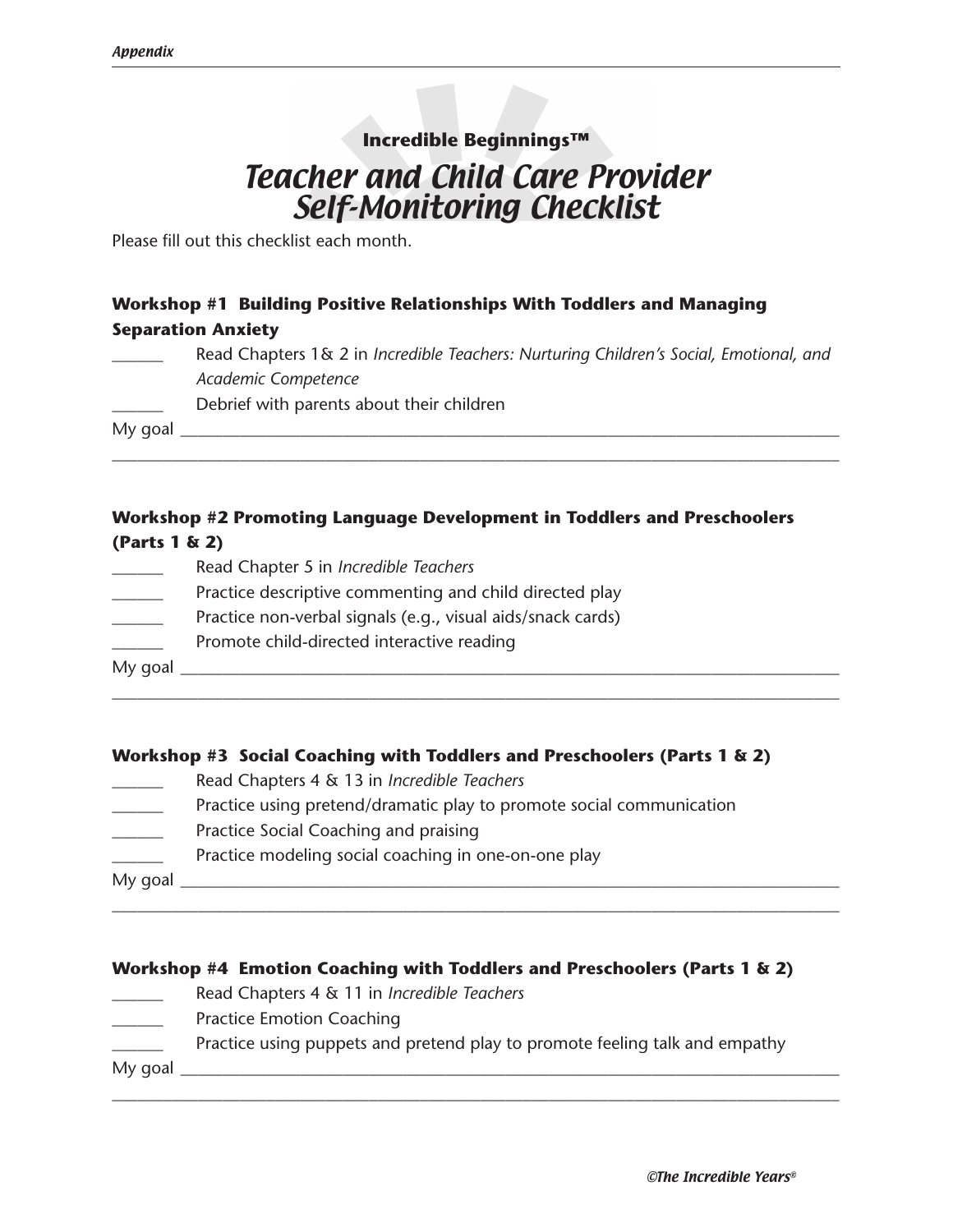**Incredible Beginnings™**

# *Teacher and Child Care Provider Self-Monitoring Checklist*

Please fill out this checklist each month.

### Workshop #1 Building Positive Relationships With Toddlers and Managing Separation Anxiety

______ Read Chapters 1& 2 in *Incredible Teachers: Nurturing Children's Social, Emotional, and Academic Competence*

______ Debrief with parents about their children

My goal ________________________________________________________________

________________________________________________________________________

### Workshop #2 Promoting Language Development in Toddlers and Preschoolers (Parts 1 & 2)

______ Read Chapter 5 in *Incredible Teachers*

______ Practice descriptive commenting and child directed play

______ Practice non-verbal signals (e.g., visual aids/snack cards)

______ Promote child-directed interactive reading

My goal ________________________________________________________________

________________________________________________________________________

### Workshop #3 Social Coaching with Toddlers and Preschoolers (Parts 1 & 2)

______ Read Chapters 4 & 13 in *Incredible Teachers*

______ Practice using pretend/dramatic play to promote social communication

______ Practice Social Coaching and praising

______ Practice modeling social coaching in one-on-one play

My goal ________________________________________________________________

________________________________________________________________________

### Workshop #4 Emotion Coaching with Toddlers and Preschoolers (Parts 1 & 2)

______ Read Chapters 4 & 11 in *Incredible Teachers*

______ Practice Emotion Coaching

______ Practice using puppets and pretend play to promote feeling talk and empathy

My goal ________________________________________________________________

________________________________________________________________________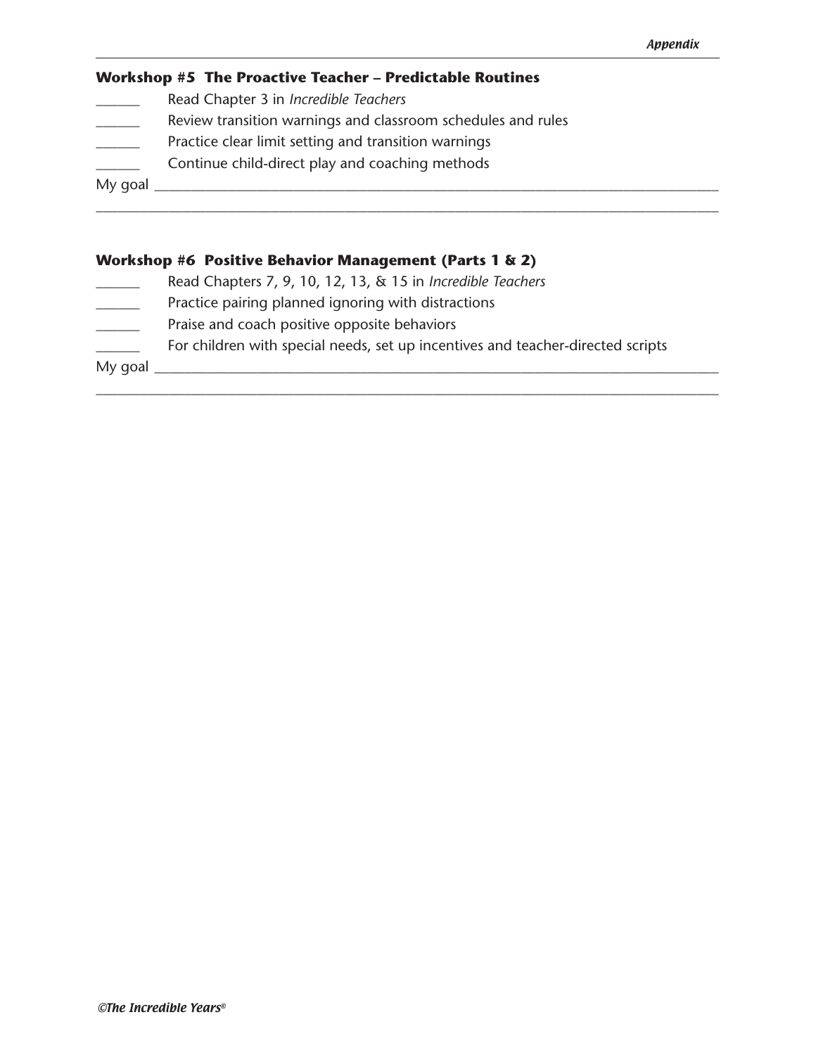### Workshop #5  The Proactive Teacher – Predictable Routines

______ Read Chapter 3 in *Incredible Teachers*

______ Review transition warnings and classroom schedules and rules

______ Practice clear limit setting and transition warnings

______ Continue child-direct play and coaching methods

My goal ________________________________________________________________________________

_______________________________________________________________________________________

### Workshop #6  Positive Behavior Management (Parts 1 & 2)

______ Read Chapters 7, 9, 10, 12, 13, & 15 in *Incredible Teachers*

______ Practice pairing planned ignoring with distractions

______ Praise and coach positive opposite behaviors

______ For children with special needs, set up incentives and teacher-directed scripts

My goal ________________________________________________________________________________

_______________________________________________________________________________________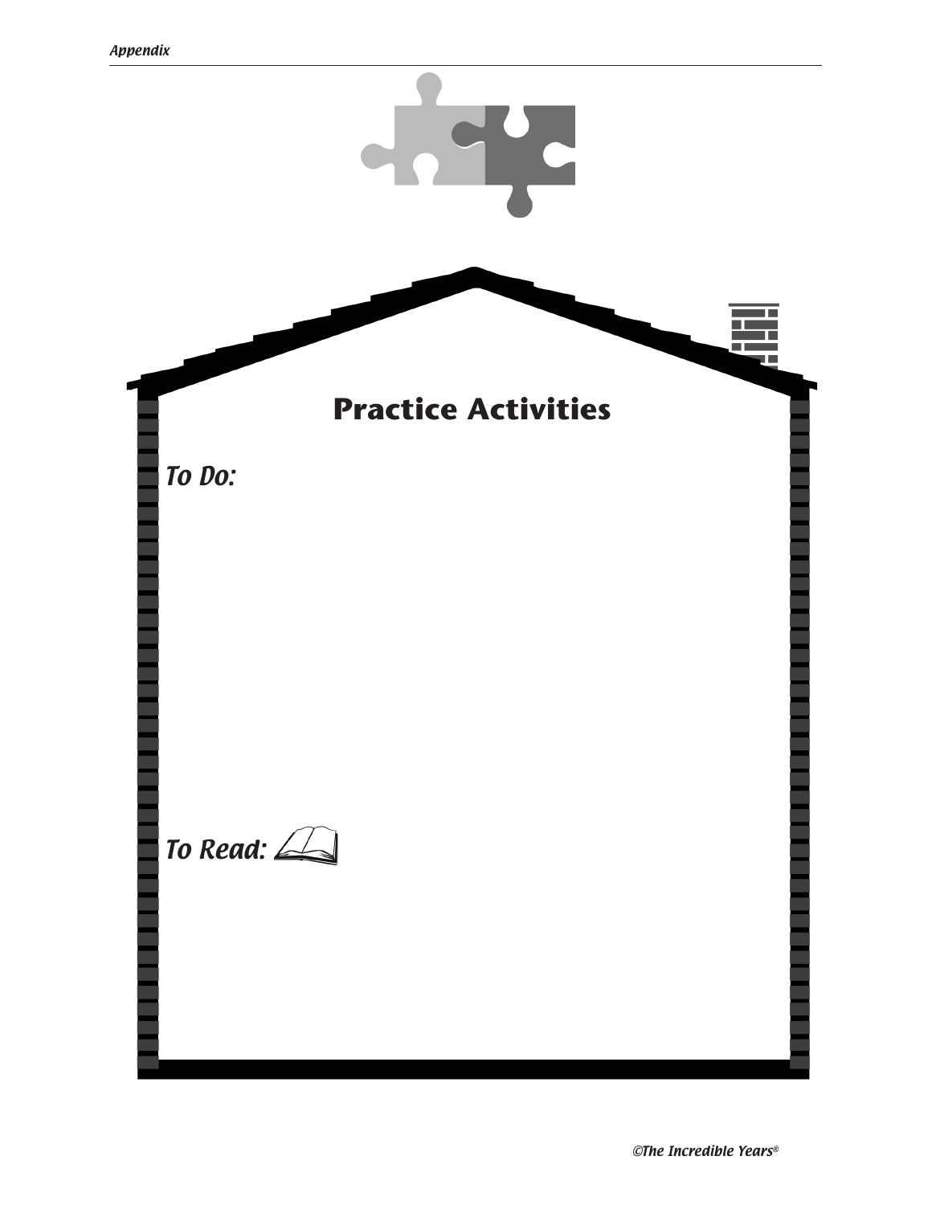# Practice Activities

*To Do:*

*To Read:*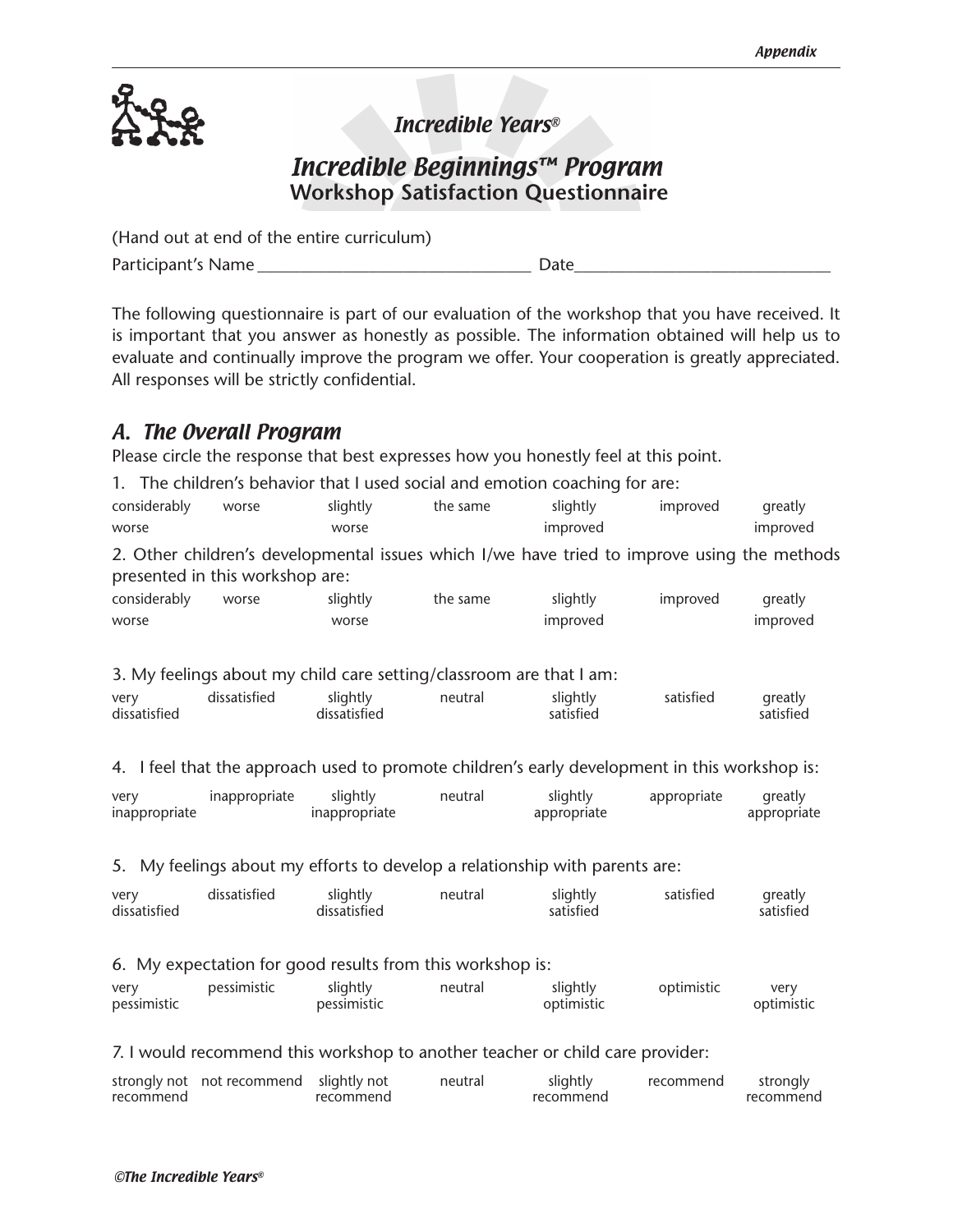*Incredible Years®*

# *Incredible Beginnings™ Program*
## Workshop Satisfaction Questionnaire

(Hand out at end of the entire curriculum)

Participant's Name ________________________________ Date______________________________

The following questionnaire is part of our evaluation of the workshop that you have received. It is important that you answer as honestly as possible. The information obtained will help us to evaluate and continually improve the program we offer. Your cooperation is greatly appreciated. All responses will be strictly confidential.

## *A. The Overall Program*

Please circle the response that best expresses how you honestly feel at this point.

1. The children's behavior that I used social and emotion coaching for are:

| considerably worse | worse | slightly worse | the same | slightly improved | improved | greatly improved |
|---|---|---|---|---|---|---|

2. Other children's developmental issues which I/we have tried to improve using the methods presented in this workshop are:

| considerably worse | worse | slightly worse | the same | slightly improved | improved | greatly improved |
|---|---|---|---|---|---|---|

3. My feelings about my child care setting/classroom are that I am:

| very dissatisfied | dissatisfied | slightly dissatisfied | neutral | slightly satisfied | satisfied | greatly satisfied |
|---|---|---|---|---|---|---|

4. I feel that the approach used to promote children's early development in this workshop is:

| very inappropriate | inappropriate | slightly inappropriate | neutral | slightly appropriate | appropriate | greatly appropriate |
|---|---|---|---|---|---|---|

5. My feelings about my efforts to develop a relationship with parents are:

| very dissatisfied | dissatisfied | slightly dissatisfied | neutral | slightly satisfied | satisfied | greatly satisfied |
|---|---|---|---|---|---|---|

6. My expectation for good results from this workshop is:

| very pessimistic | pessimistic | slightly pessimistic | neutral | slightly optimistic | optimistic | very optimistic |
|---|---|---|---|---|---|---|

7. I would recommend this workshop to another teacher or child care provider:

| strongly not recommend | not recommend | slightly not recommend | neutral | slightly recommend | recommend | strongly recommend |
|---|---|---|---|---|---|---|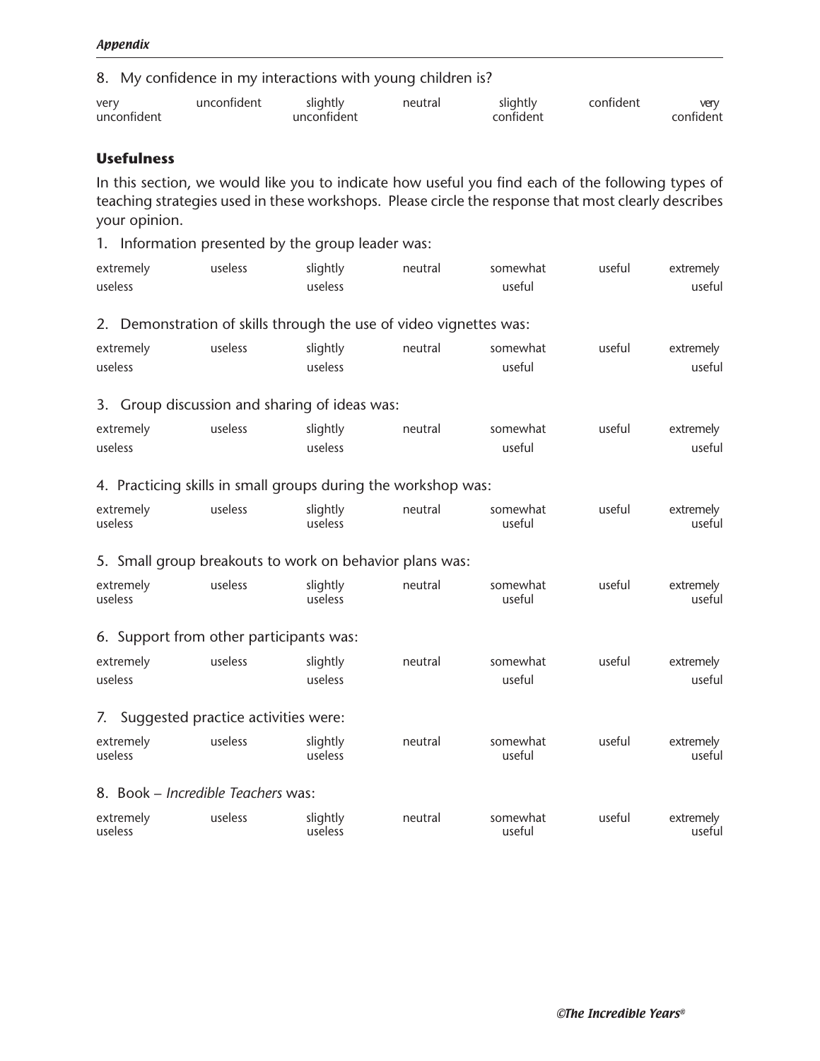8. My confidence in my interactions with young children is?

| very unconfident | unconfident | slightly unconfident | neutral | slightly confident | confident | very confident |
|---|---|---|---|---|---|---|

### Usefulness

In this section, we would like you to indicate how useful you find each of the following types of teaching strategies used in these workshops. Please circle the response that most clearly describes your opinion.

1. Information presented by the group leader was:

| extremely useless | useless | slightly useless | neutral | somewhat useful | useful | extremely useful |
|---|---|---|---|---|---|---|

2. Demonstration of skills through the use of video vignettes was:

| extremely useless | useless | slightly useless | neutral | somewhat useful | useful | extremely useful |
|---|---|---|---|---|---|---|

3. Group discussion and sharing of ideas was:

| extremely useless | useless | slightly useless | neutral | somewhat useful | useful | extremely useful |
|---|---|---|---|---|---|---|

4. Practicing skills in small groups during the workshop was:

| extremely useless | useless | slightly useless | neutral | somewhat useful | useful | extremely useful |
|---|---|---|---|---|---|---|

5. Small group breakouts to work on behavior plans was:

| extremely useless | useless | slightly useless | neutral | somewhat useful | useful | extremely useful |
|---|---|---|---|---|---|---|

6. Support from other participants was:

| extremely useless | useless | slightly useless | neutral | somewhat useful | useful | extremely useful |
|---|---|---|---|---|---|---|

7. Suggested practice activities were:

| extremely useless | useless | slightly useless | neutral | somewhat useful | useful | extremely useful |
|---|---|---|---|---|---|---|

8. Book – *Incredible Teachers* was:

| extremely useless | useless | slightly useless | neutral | somewhat useful | useful | extremely useful |
|---|---|---|---|---|---|---|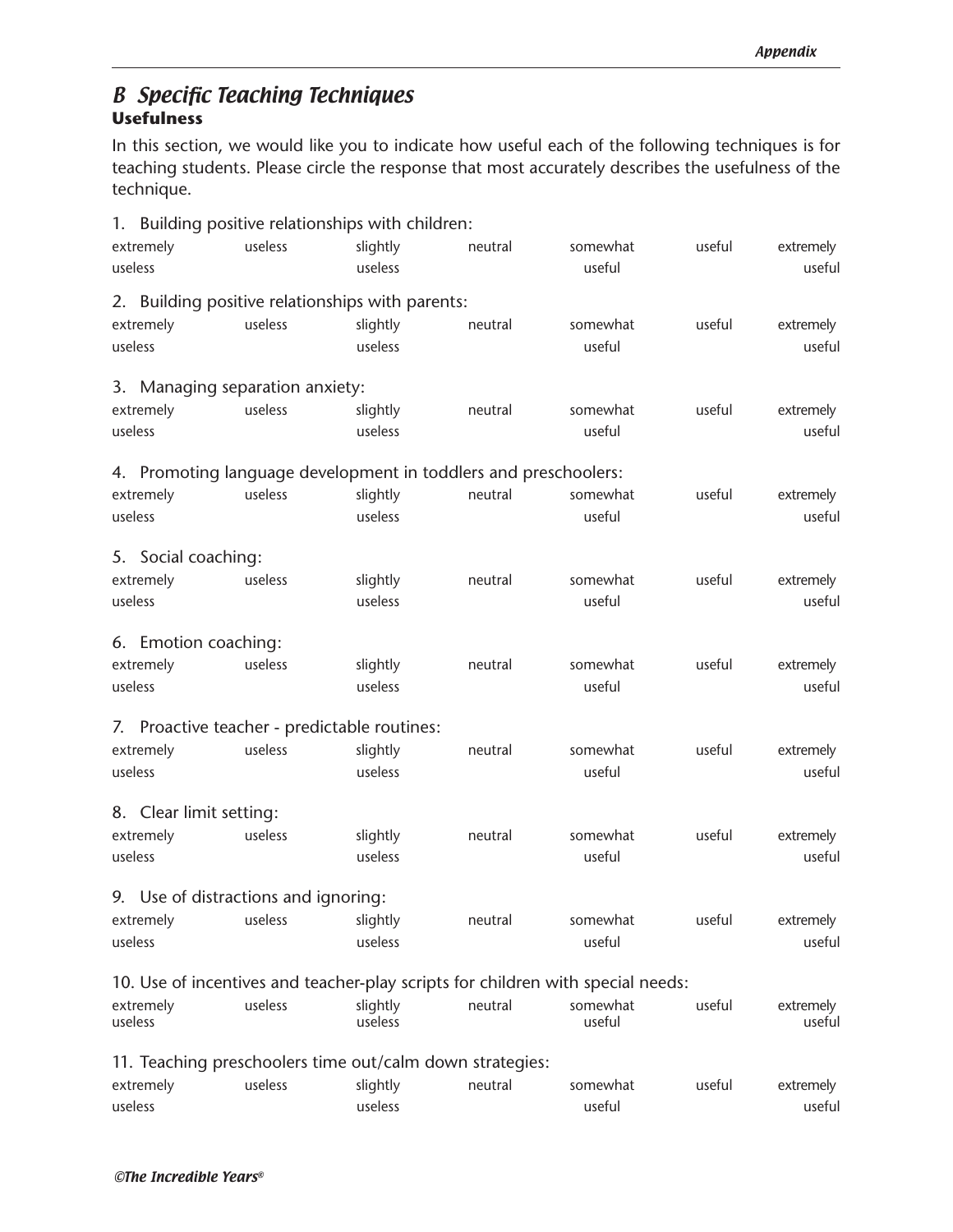## B Specific Teaching Techniques

**Usefulness**

In this section, we would like you to indicate how useful each of the following techniques is for teaching students. Please circle the response that most accurately describes the usefulness of the technique.

1. Building positive relationships with children:

| extremely useless | useless | slightly useless | neutral | somewhat useful | useful | extremely useful |
|---|---|---|---|---|---|---|

2. Building positive relationships with parents:

| extremely useless | useless | slightly useless | neutral | somewhat useful | useful | extremely useful |
|---|---|---|---|---|---|---|

3. Managing separation anxiety:

| extremely useless | useless | slightly useless | neutral | somewhat useful | useful | extremely useful |
|---|---|---|---|---|---|---|

4. Promoting language development in toddlers and preschoolers:

| extremely useless | useless | slightly useless | neutral | somewhat useful | useful | extremely useful |
|---|---|---|---|---|---|---|

5. Social coaching:

| extremely useless | useless | slightly useless | neutral | somewhat useful | useful | extremely useful |
|---|---|---|---|---|---|---|

6. Emotion coaching:

| extremely useless | useless | slightly useless | neutral | somewhat useful | useful | extremely useful |
|---|---|---|---|---|---|---|

7. Proactive teacher - predictable routines:

| extremely useless | useless | slightly useless | neutral | somewhat useful | useful | extremely useful |
|---|---|---|---|---|---|---|

8. Clear limit setting:

| extremely useless | useless | slightly useless | neutral | somewhat useful | useful | extremely useful |
|---|---|---|---|---|---|---|

9. Use of distractions and ignoring:

| extremely useless | useless | slightly useless | neutral | somewhat useful | useful | extremely useful |
|---|---|---|---|---|---|---|

10. Use of incentives and teacher-play scripts for children with special needs:

| extremely useless | useless | slightly useless | neutral | somewhat useful | useful | extremely useful |
|---|---|---|---|---|---|---|

11. Teaching preschoolers time out/calm down strategies:

| extremely useless | useless | slightly useless | neutral | somewhat useful | useful | extremely useful |
|---|---|---|---|---|---|---|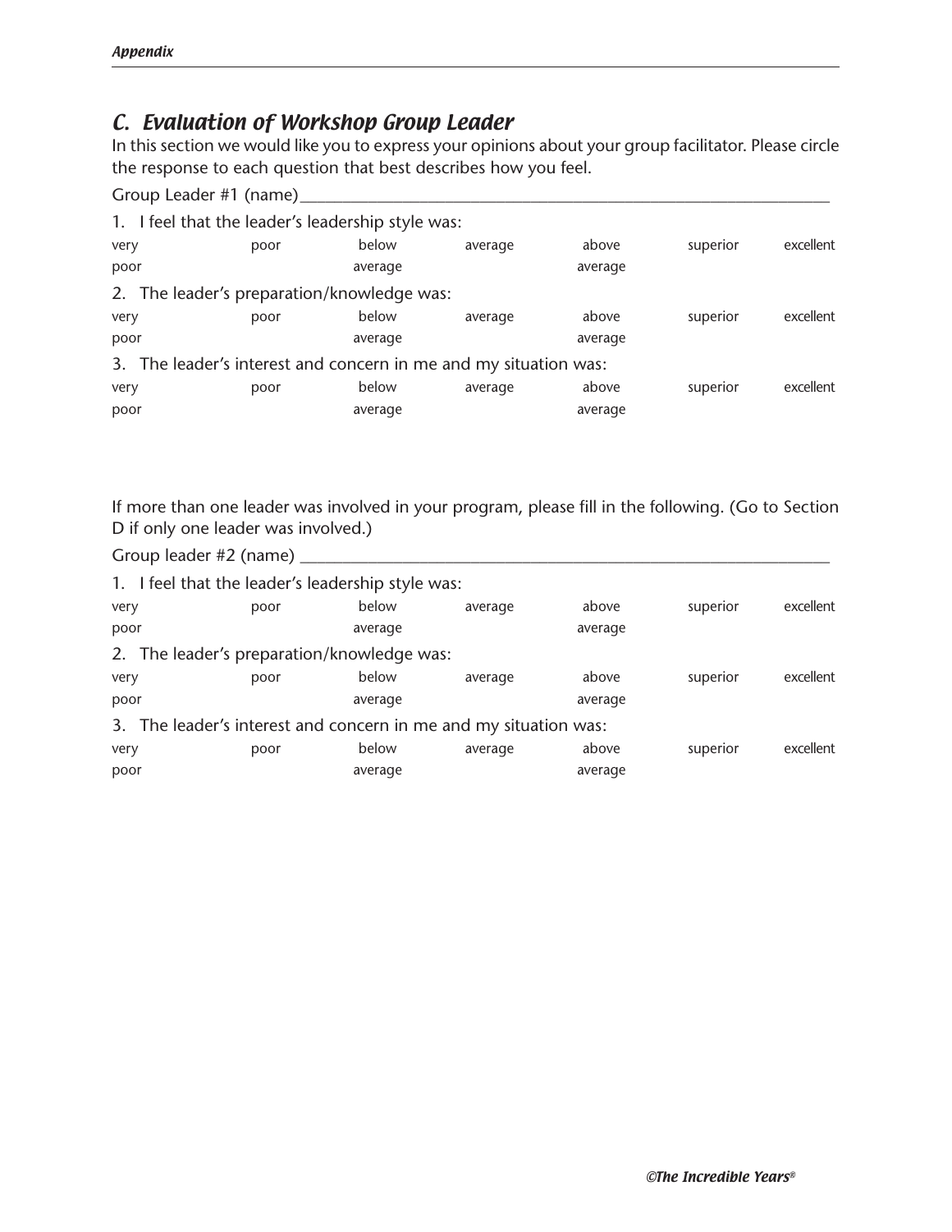## C. Evaluation of Workshop Group Leader

In this section we would like you to express your opinions about your group facilitator. Please circle the response to each question that best describes how you feel.

Group Leader #1 (name)_______________________________________________

1. I feel that the leader's leadership style was:

| very poor | poor | below average | average | above average | superior | excellent |
|---|---|---|---|---|---|---|

2. The leader's preparation/knowledge was:

| very poor | poor | below average | average | above average | superior | excellent |
|---|---|---|---|---|---|---|

3. The leader's interest and concern in me and my situation was:

| very poor | poor | below average | average | above average | superior | excellent |
|---|---|---|---|---|---|---|

If more than one leader was involved in your program, please fill in the following. (Go to Section D if only one leader was involved.)

Group leader #2 (name) _______________________________________________

1. I feel that the leader's leadership style was:

| very poor | poor | below average | average | above average | superior | excellent |
|---|---|---|---|---|---|---|

2. The leader's preparation/knowledge was:

| very poor | poor | below average | average | above average | superior | excellent |
|---|---|---|---|---|---|---|

3. The leader's interest and concern in me and my situation was:

| very poor | poor | below average | average | above average | superior | excellent |
|---|---|---|---|---|---|---|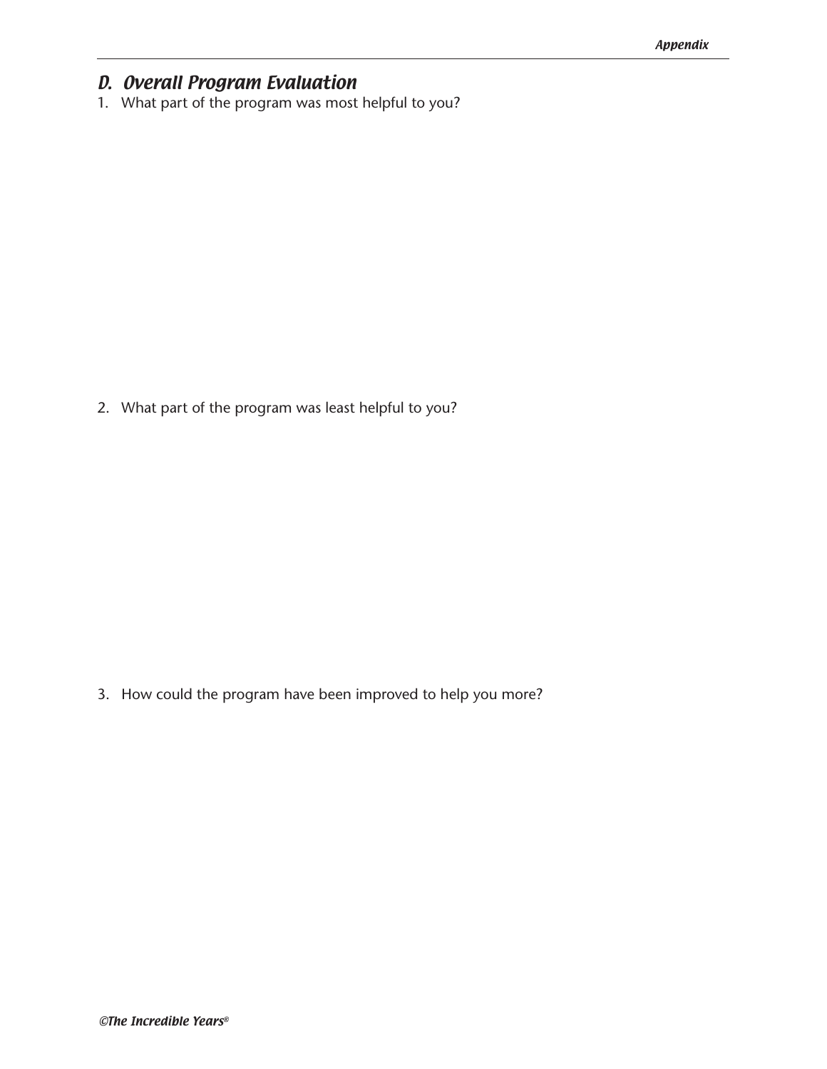## *D. Overall Program Evaluation*

1. What part of the program was most helpful to you?

2. What part of the program was least helpful to you?

3. How could the program have been improved to help you more?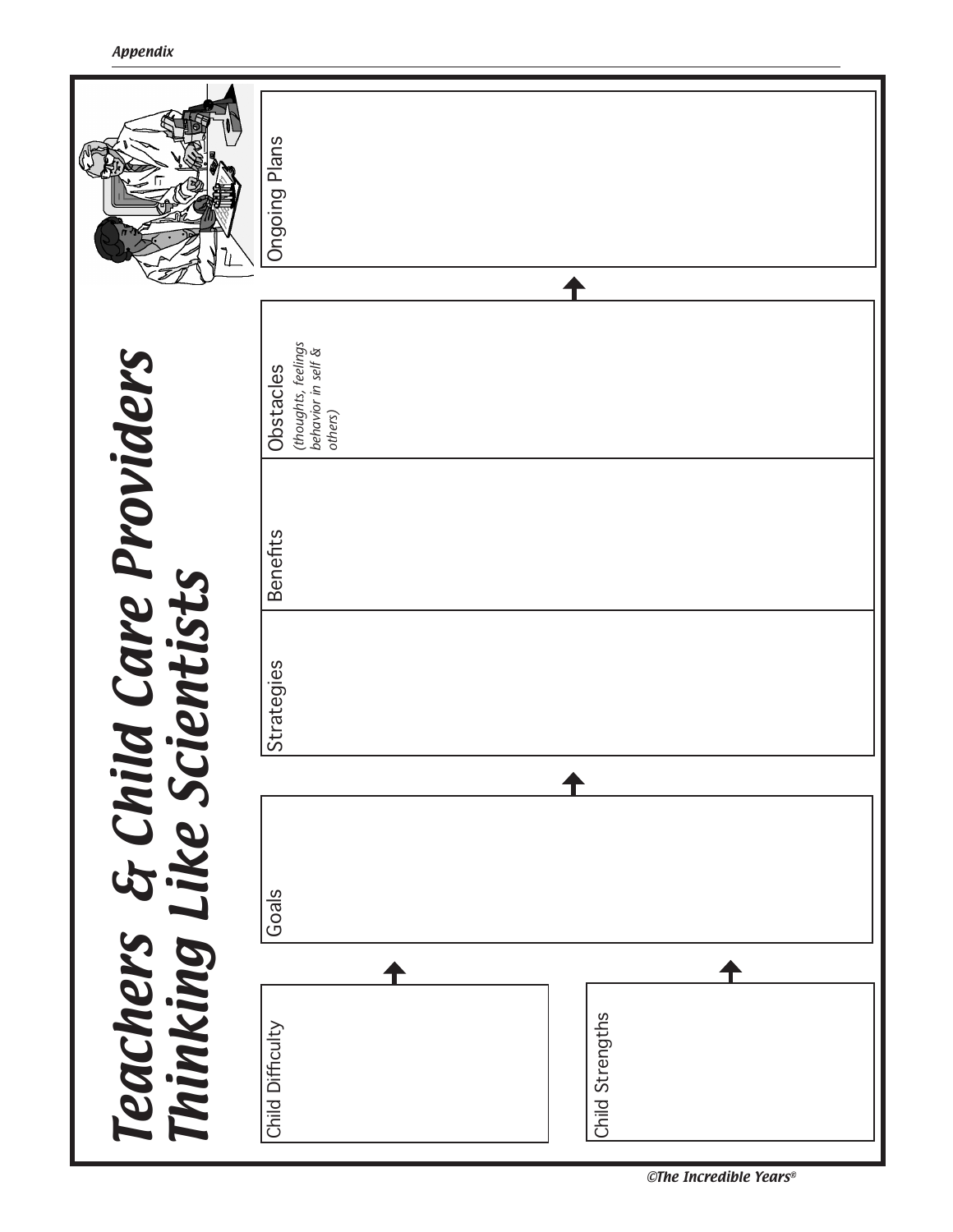# Teachers & Child Care Providers Thinking Like Scientists

Child Difficulty

Child Strengths

Goals

Strategies

Benefits

Obstacles *(thoughts, feelings behavior in self & others)*

Ongoing Plans

*©The Incredible Years®*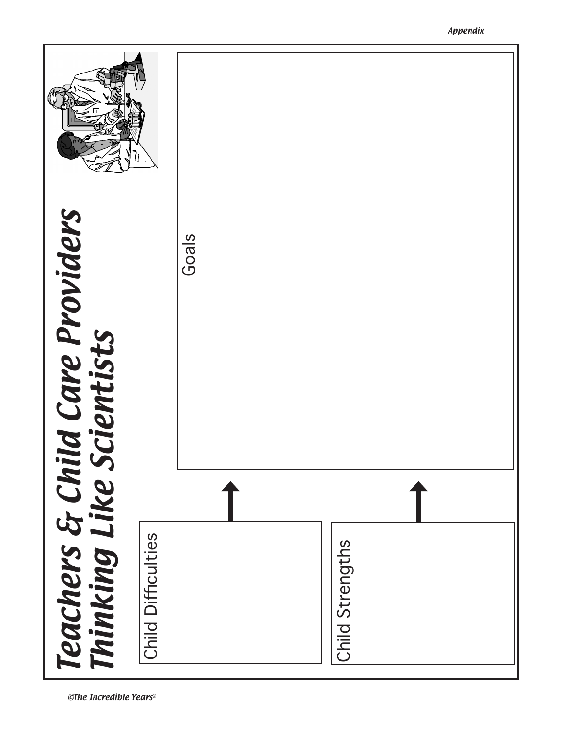# *Teachers & Child Care Providers Thinking Like Scientists*

Goals

Child Difficulties

Child Strengths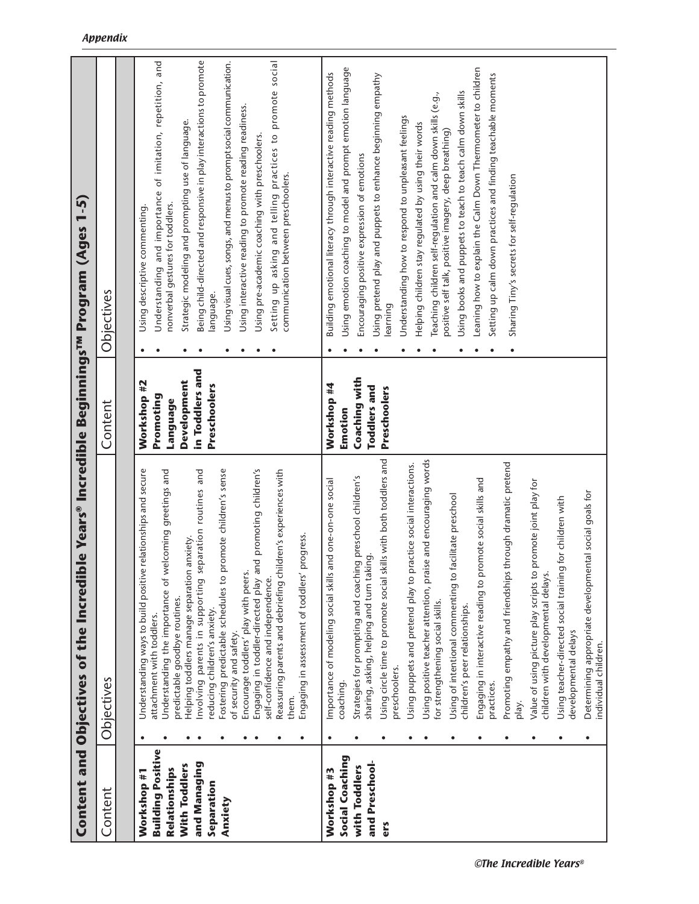## Content and Objectives of the Incredible Years® Incredible Beginnings™ Program (Ages 1-5)

| Content | Objectives | Content | Objectives |
|---|---|---|---|
| **Workshop #1 Building Positive Relationships With Toddlers and Managing Separation Anxiety** | • Understanding ways to build positive relationships and secure attachment with toddlers.<br>• Understanding the importance of welcoming greetings and predictable goodbye routines.<br>• Helping toddlers manage separation anxiety.<br>• Involving parents in supporting separation routines and reducing children's anxiety.<br>• Fostering predictable schedules to promote children's sense of security and safety.<br>• Encourage toddlers' play with peers.<br>• Engaging in toddler-directed play and promoting children's self-confidence and independence.<br>• Reassuring parents and debriefing children's experiences with them.<br>• Engaging in assessment of toddlers' progress. | **Workshop #2 Promoting Language Development in Toddlers and Preschoolers** | • Using descriptive commenting.<br>• Understanding and importance of imitation, repetition, and nonverbal gestures for toddlers.<br>• Strategic modeling and prompting use of language.<br>• Being child-directed and responsive in play interactions to promote language.<br>• Using visual cues, songs, and menus to prompt social communication.<br>• Using interactive reading to promote reading readiness.<br>• Using pre-academic coaching with preschoolers.<br>• Setting up asking and telling practices to promote social communication between preschoolers. |
| **Workshop #3 Social Coaching with Toddlers and Preschool-ers** | • Importance of modeling social skills and one-on-one social coaching.<br>• Strategies for prompting and coaching preschool children's sharing, asking, helping and turn taking.<br>• Using circle time to promote social skills with both toddlers and preschoolers.<br>• Using puppets and pretend play to practice social interactions.<br>• Using positive teacher attention, praise and encouraging words for strengthening social skills.<br>• Using of intentional commenting to facilitate preschool children's peer relationships.<br>• Engaging in interactive reading to promote social skills and practices.<br>• Promoting empathy and friendships through dramatic pretend play.<br>• Value of using picture play scripts to promote joint play for children with developmental delays.<br>• Using teacher-directed social training for children with developmental delays<br>• Determining appropriate developmental social goals for individual children. | **Workshop #4 Emotion Coaching with Toddlers and Preschoolers** | • Building emotional literacy through interactive reading methods<br>• Using emotion coaching to model and prompt emotion language<br>• Encouraging positive expression of emotions<br>• Using pretend play and puppets to enhance beginning empathy learning<br>• Understanding how to respond to unpleasant feelings<br>• Helping children stay regulated by using their words<br>• Teaching children self-regulation and calm down skills (e.g., positive self talk, positive imagery, deep breathing)<br>• Using books and puppets to teach to teach calm down skills<br>• Leaning how to explain the Calm Down Thermometer to children<br>• Setting up calm down practices and finding teachable moments<br>• Sharing Tiny's secrets for self-regulation |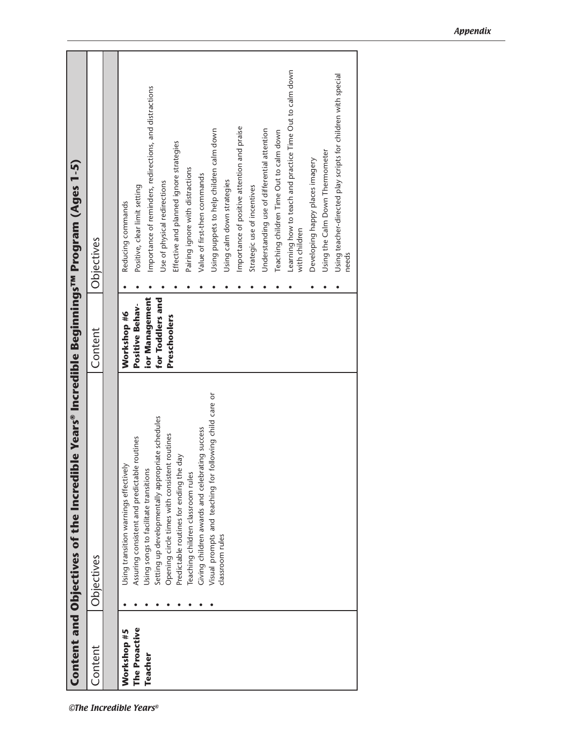## Content and Objectives of the Incredible Years® Incredible Beginnings™ Program (Ages 1-5)

| Content | Objectives | Content | Objectives |
|---|---|---|---|
| **Workshop #5 The Proactive Teacher** | • Using transition warnings effectively<br>• Assuring consistent and predictable routines<br>• Using songs to facilitate transitions<br>• Setting up developmentally appropriate schedules<br>• Opening circle times with consistent routines<br>• Predictable routines for ending the day<br>• Teaching children classroom rules<br>• Giving children awards and celebrating success<br>• Visual prompts and teaching for following child care or classroom rules | **Workshop #6 Positive Behavior Management for Toddlers and Preschoolers** | • Reducing commands<br>• Positive, clear limit setting<br>• Importance of reminders, redirections, and distractions<br>• Use of physical redirections<br>• Effective and planned ignore strategies<br>• Pairing ignore with distractions<br>• Value of first-then commands<br>• Using puppets to help children calm down<br>• Using calm down strategies<br>• Importance of positive attention and praise<br>• Strategic use of incentives<br>• Understanding use of differential attention<br>• Teaching children Time Out to calm down<br>• Learning how to teach and practice Time Out to calm down with children<br>• Developing happy places imagery<br>• Using the Calm Down Thermometer<br>• Using teacher-directed play scripts for children with special needs |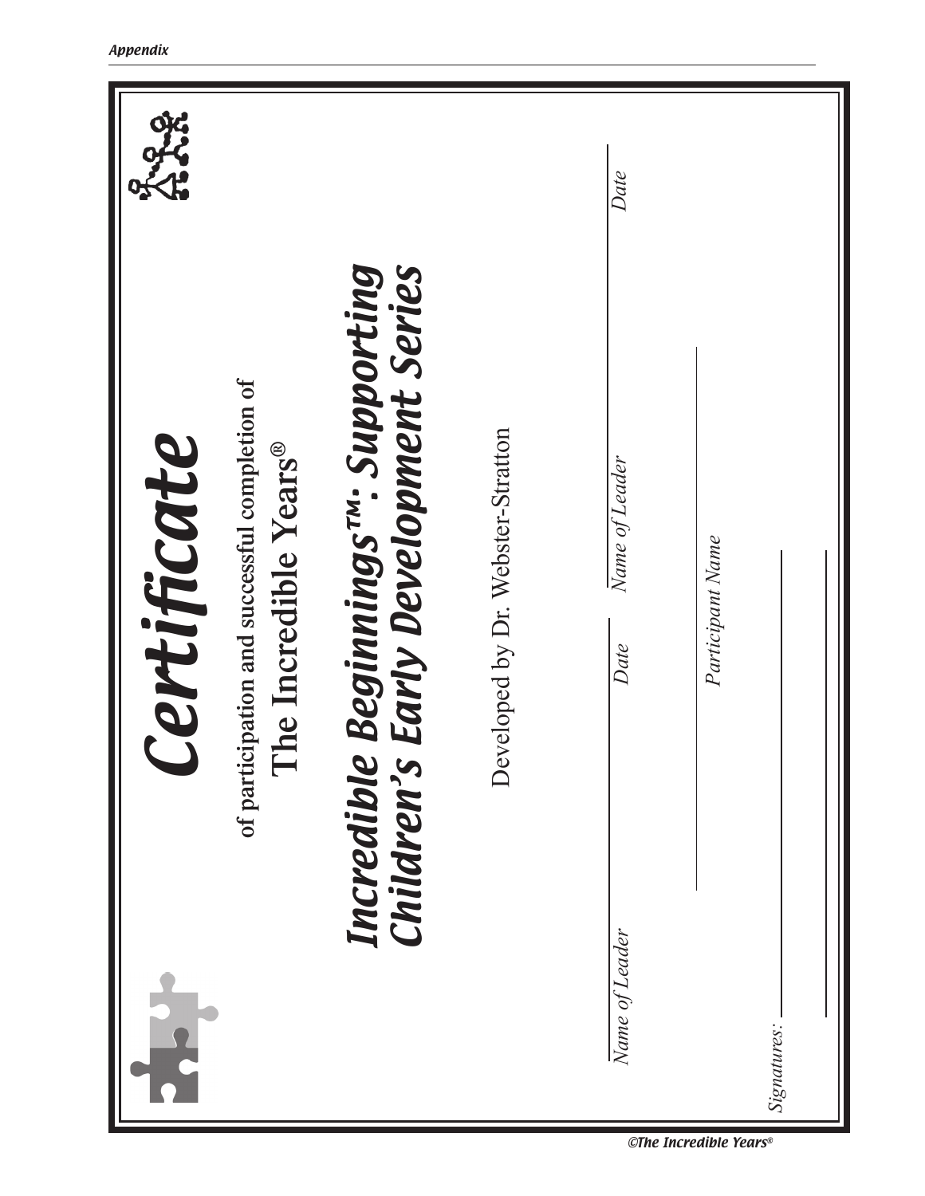# Certificate

**of participation and successful completion of**

The Incredible Years®

## *Incredible Beginnings™: Supporting Children's Early Development Series*

Developed by Dr. Webster-Stratton

_______________ Name of Leader _______________ Date _______________ Name of Leader _______________ Date

_______________ Participant Name

Signatures: _______________

_______________